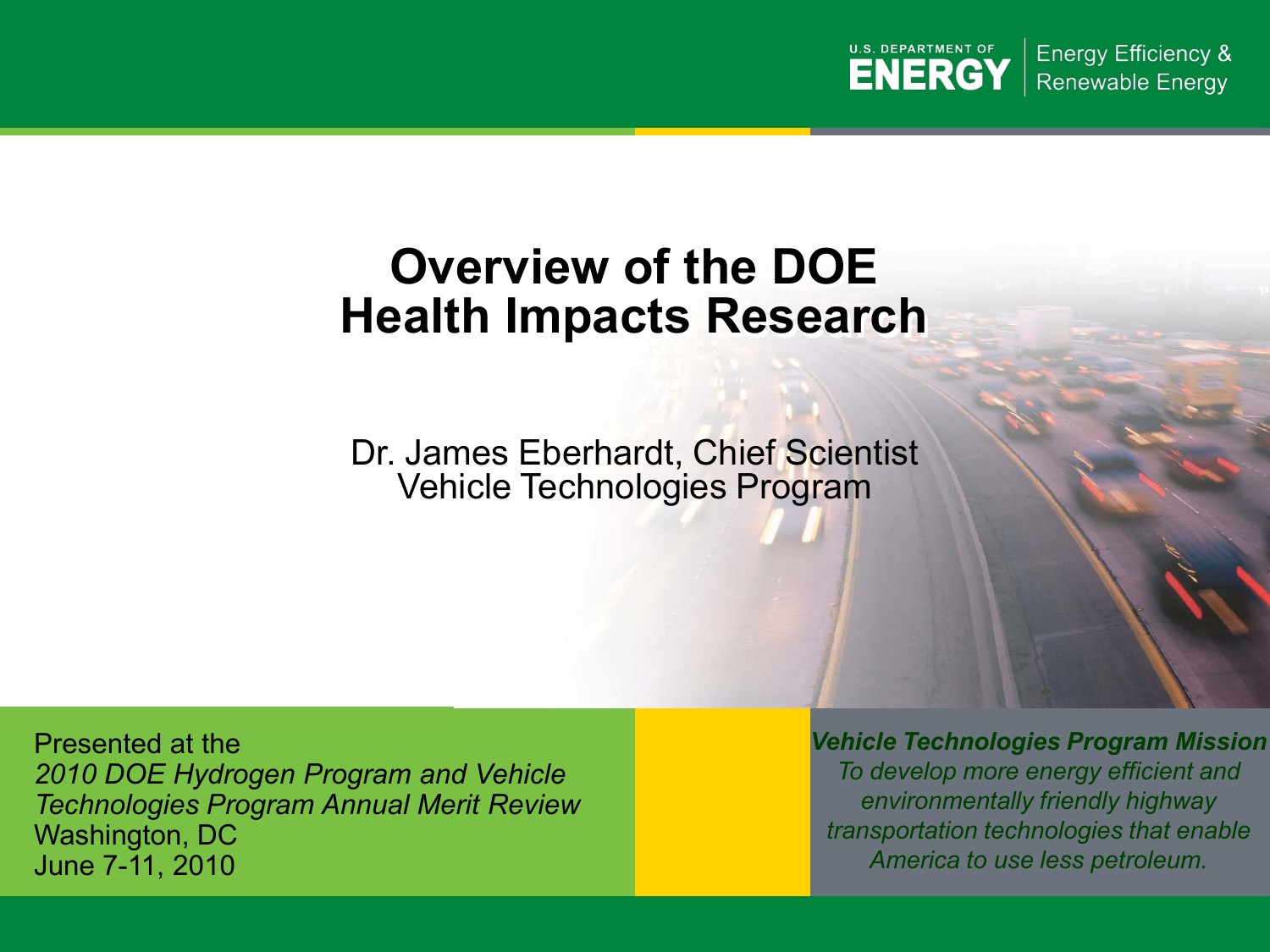U.S. DEPARTMENT OF **ENERGY** | Energy Efficiency & Renewable Energy

# Overview of the DOE Health Impacts Research

Dr. James Eberhardt, Chief Scientist
Vehicle Technologies Program

Presented at the
*2010 DOE Hydrogen Program and Vehicle Technologies Program Annual Merit Review*
Washington, DC
June 7-11, 2010

***Vehicle Technologies Program Mission***
*To develop more energy efficient and environmentally friendly highway transportation technologies that enable America to use less petroleum.*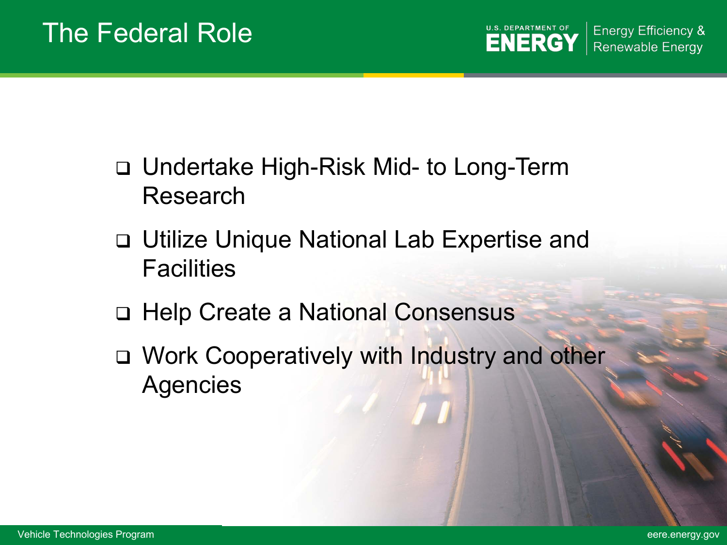# The Federal Role

- Undertake High-Risk Mid- to Long-Term Research
- Utilize Unique National Lab Expertise and Facilities
- Help Create a National Consensus
- Work Cooperatively with Industry and other Agencies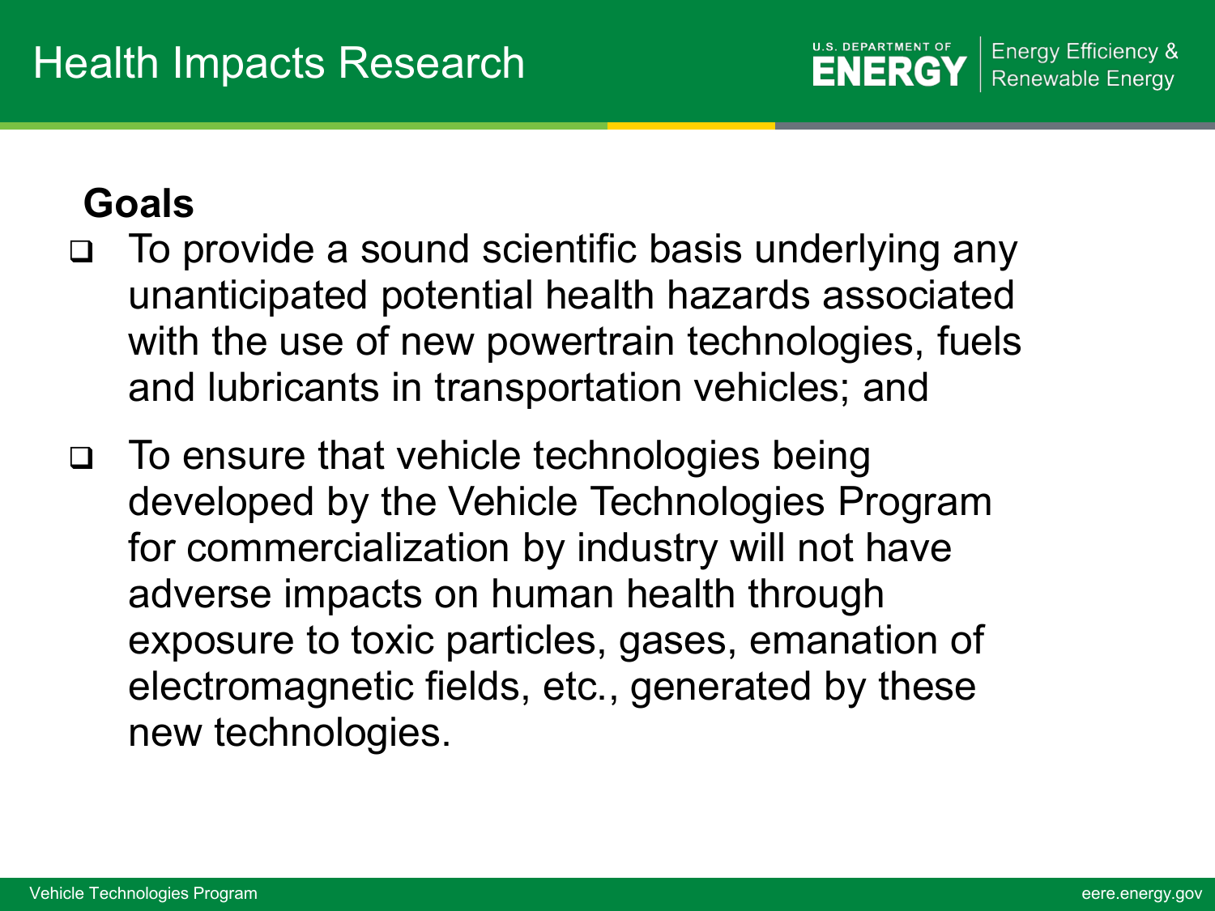# Health Impacts Research

**Goals**

- To provide a sound scientific basis underlying any unanticipated potential health hazards associated with the use of new powertrain technologies, fuels and lubricants in transportation vehicles; and
- To ensure that vehicle technologies being developed by the Vehicle Technologies Program for commercialization by industry will not have adverse impacts on human health through exposure to toxic particles, gases, emanation of electromagnetic fields, etc., generated by these new technologies.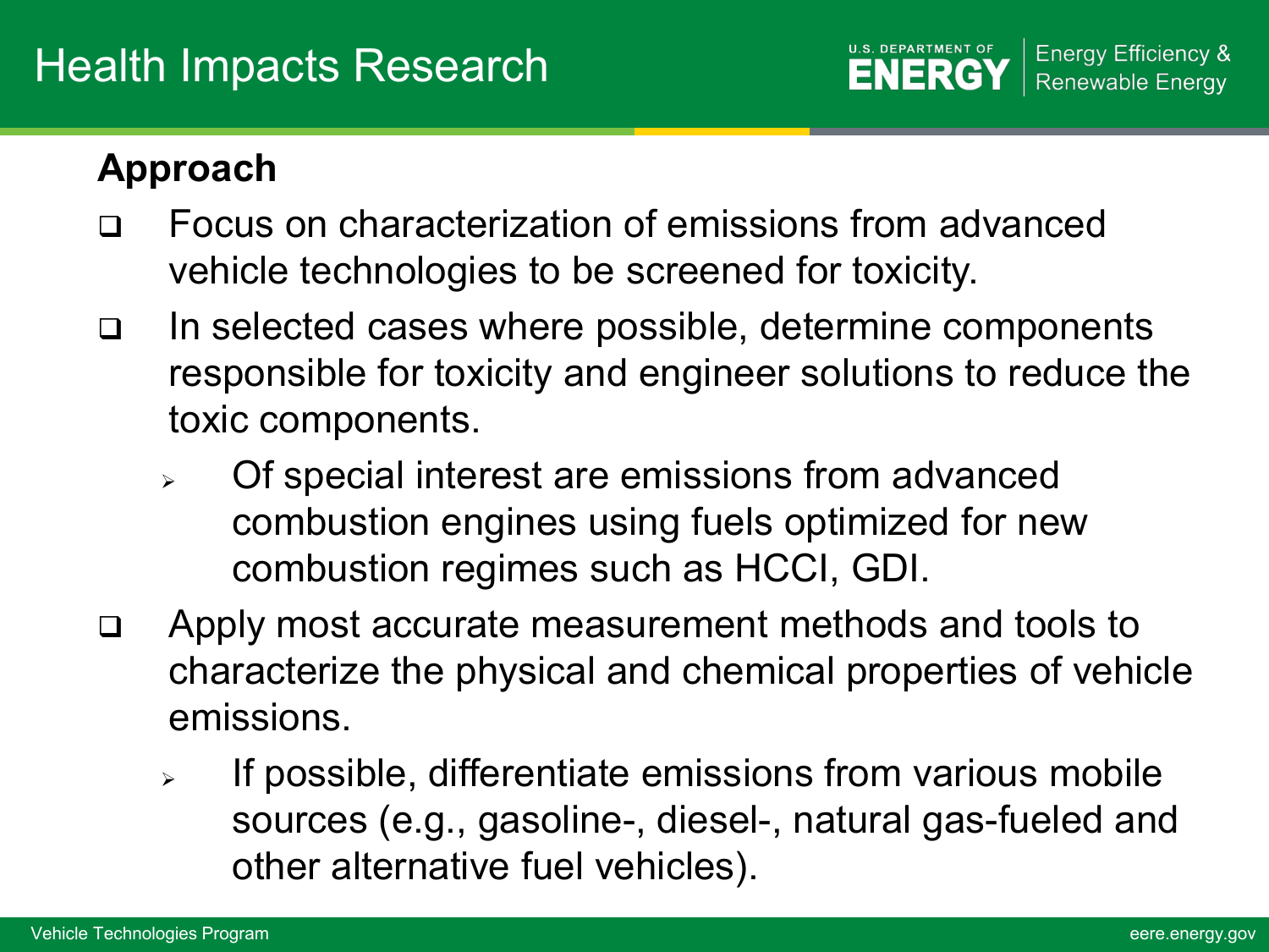# Health Impacts Research

## Approach

- Focus on characterization of emissions from advanced vehicle technologies to be screened for toxicity.
- In selected cases where possible, determine components responsible for toxicity and engineer solutions to reduce the toxic components.
  - Of special interest are emissions from advanced combustion engines using fuels optimized for new combustion regimes such as HCCI, GDI.
- Apply most accurate measurement methods and tools to characterize the physical and chemical properties of vehicle emissions.
  - If possible, differentiate emissions from various mobile sources (e.g., gasoline-, diesel-, natural gas-fueled and other alternative fuel vehicles).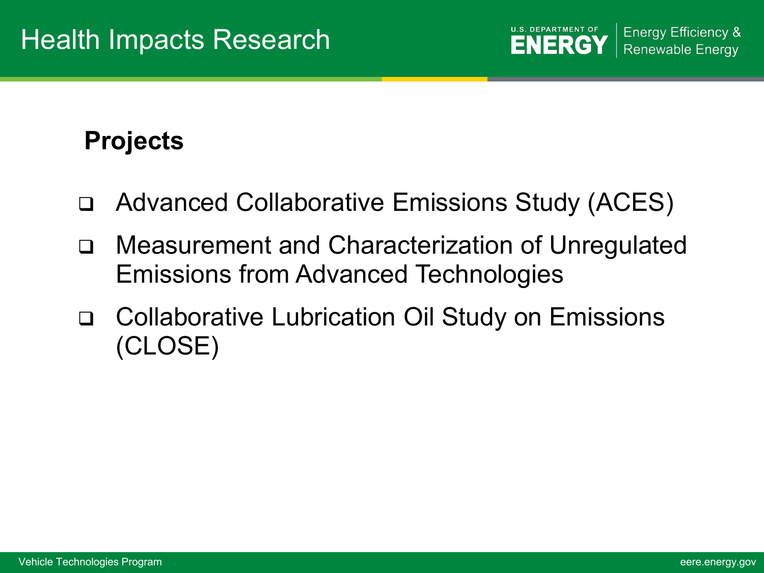# Health Impacts Research

## Projects

- Advanced Collaborative Emissions Study (ACES)
- Measurement and Characterization of Unregulated Emissions from Advanced Technologies
- Collaborative Lubrication Oil Study on Emissions (CLOSE)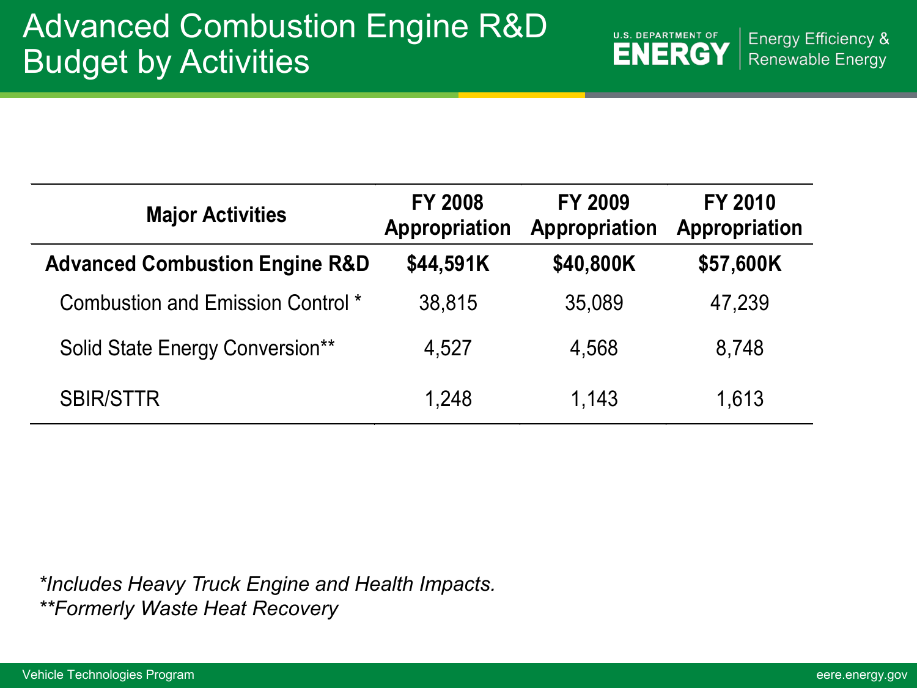# Advanced Combustion Engine R&D Budget by Activities

| Major Activities | FY 2008 Appropriation | FY 2009 Appropriation | FY 2010 Appropriation |
|---|---|---|---|
| **Advanced Combustion Engine R&D** | **$44,591K** | **$40,800K** | **$57,600K** |
| Combustion and Emission Control * | 38,815 | 35,089 | 47,239 |
| Solid State Energy Conversion** | 4,527 | 4,568 | 8,748 |
| SBIR/STTR | 1,248 | 1,143 | 1,613 |

*\*Includes Heavy Truck Engine and Health Impacts.*
*\*\*Formerly Waste Heat Recovery*